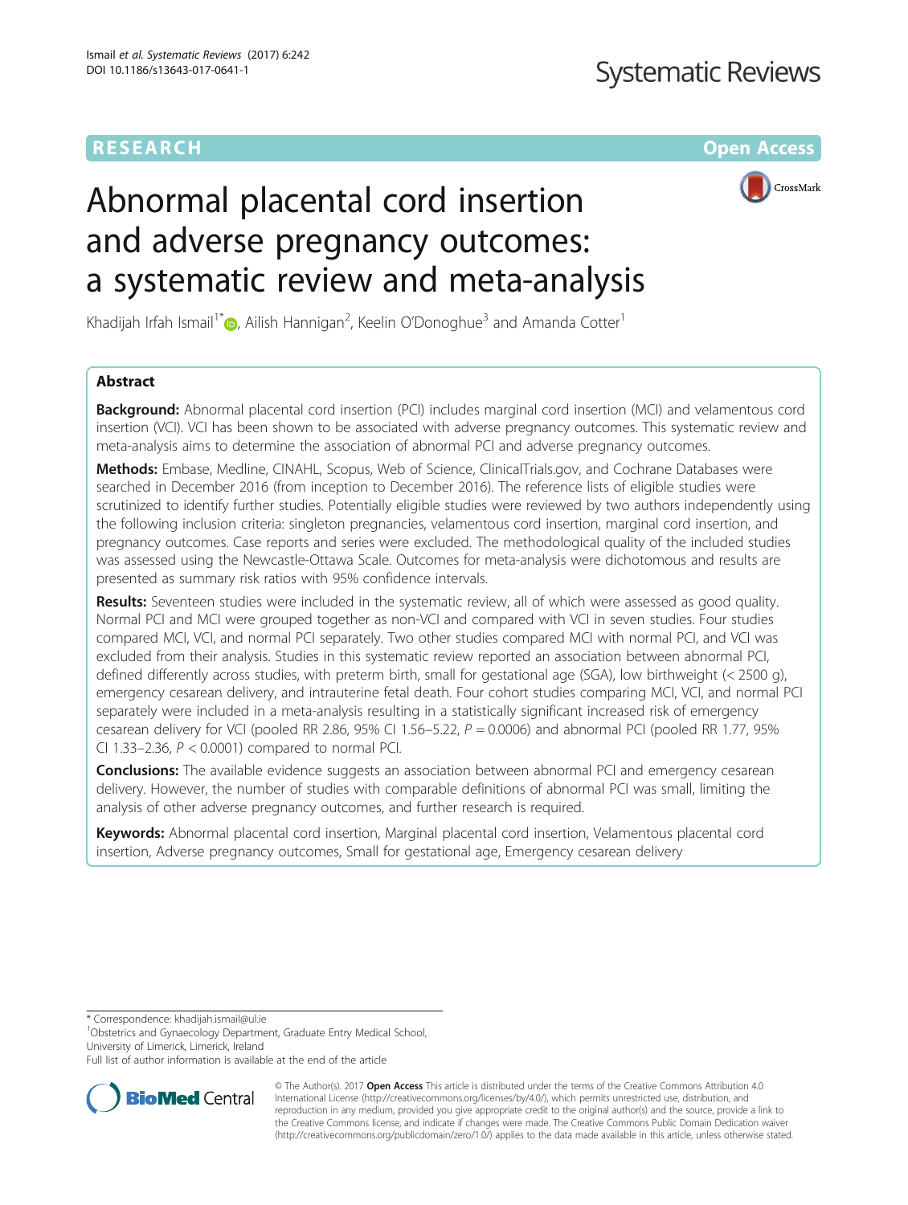RESEARCH Open Access

# Abnormal placental cord insertion and adverse pregnancy outcomes: a systematic review and meta-analysis

Khadijah Irfah Ismail[1*], Ailish Hannigan[2], Keelin O'Donoghue[3] and Amanda Cotter[1]

## Abstract

**Background:** Abnormal placental cord insertion (PCI) includes marginal cord insertion (MCI) and velamentous cord insertion (VCI). VCI has been shown to be associated with adverse pregnancy outcomes. This systematic review and meta-analysis aims to determine the association of abnormal PCI and adverse pregnancy outcomes.

**Methods:** Embase, Medline, CINAHL, Scopus, Web of Science, ClinicalTrials.gov, and Cochrane Databases were searched in December 2016 (from inception to December 2016). The reference lists of eligible studies were scrutinized to identify further studies. Potentially eligible studies were reviewed by two authors independently using the following inclusion criteria: singleton pregnancies, velamentous cord insertion, marginal cord insertion, and pregnancy outcomes. Case reports and series were excluded. The methodological quality of the included studies was assessed using the Newcastle-Ottawa Scale. Outcomes for meta-analysis were dichotomous and results are presented as summary risk ratios with 95% confidence intervals.

**Results:** Seventeen studies were included in the systematic review, all of which were assessed as good quality. Normal PCI and MCI were grouped together as non-VCI and compared with VCI in seven studies. Four studies compared MCI, VCI, and normal PCI separately. Two other studies compared MCI with normal PCI, and VCI was excluded from their analysis. Studies in this systematic review reported an association between abnormal PCI, defined differently across studies, with preterm birth, small for gestational age (SGA), low birthweight (< 2500 g), emergency cesarean delivery, and intrauterine fetal death. Four cohort studies comparing MCI, VCI, and normal PCI separately were included in a meta-analysis resulting in a statistically significant increased risk of emergency cesarean delivery for VCI (pooled RR 2.86, 95% CI 1.56–5.22, $P = 0.0006$) and abnormal PCI (pooled RR 1.77, 95% CI 1.33–2.36, $P < 0.0001$) compared to normal PCI.

**Conclusions:** The available evidence suggests an association between abnormal PCI and emergency cesarean delivery. However, the number of studies with comparable definitions of abnormal PCI was small, limiting the analysis of other adverse pregnancy outcomes, and further research is required.

**Keywords:** Abnormal placental cord insertion, Marginal placental cord insertion, Velamentous placental cord insertion, Adverse pregnancy outcomes, Small for gestational age, Emergency cesarean delivery

---

\* Correspondence: khadijah.ismail@ul.ie
[1]Obstetrics and Gynaecology Department, Graduate Entry Medical School, University of Limerick, Limerick, Ireland
Full list of author information is available at the end of the article

© The Author(s). 2017 **Open Access** This article is distributed under the terms of the Creative Commons Attribution 4.0 International License (http://creativecommons.org/licenses/by/4.0/), which permits unrestricted use, distribution, and reproduction in any medium, provided you give appropriate credit to the original author(s) and the source, provide a link to the Creative Commons license, and indicate if changes were made. The Creative Commons Public Domain Dedication waiver (http://creativecommons.org/publicdomain/zero/1.0/) applies to the data made available in this article, unless otherwise stated.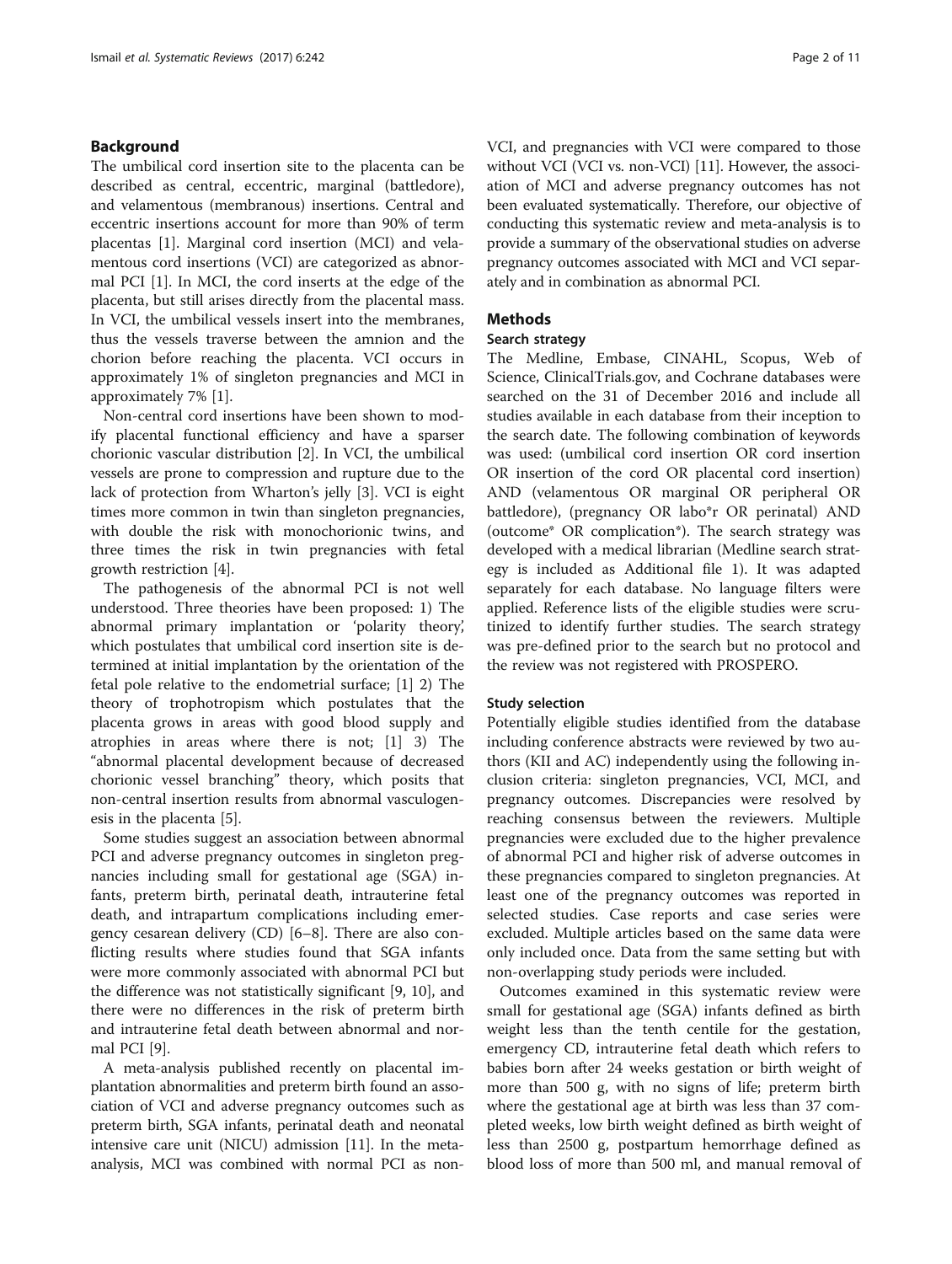## Background

The umbilical cord insertion site to the placenta can be described as central, eccentric, marginal (battledore), and velamentous (membranous) insertions. Central and eccentric insertions account for more than 90% of term placentas [1]. Marginal cord insertion (MCI) and velamentous cord insertions (VCI) are categorized as abnormal PCI [1]. In MCI, the cord inserts at the edge of the placenta, but still arises directly from the placental mass. In VCI, the umbilical vessels insert into the membranes, thus the vessels traverse between the amnion and the chorion before reaching the placenta. VCI occurs in approximately 1% of singleton pregnancies and MCI in approximately 7% [1].

Non-central cord insertions have been shown to modify placental functional efficiency and have a sparser chorionic vascular distribution [2]. In VCI, the umbilical vessels are prone to compression and rupture due to the lack of protection from Wharton's jelly [3]. VCI is eight times more common in twin than singleton pregnancies, with double the risk with monochorionic twins, and three times the risk in twin pregnancies with fetal growth restriction [4].

The pathogenesis of the abnormal PCI is not well understood. Three theories have been proposed: 1) The abnormal primary implantation or 'polarity theory', which postulates that umbilical cord insertion site is determined at initial implantation by the orientation of the fetal pole relative to the endometrial surface; [1] 2) The theory of trophotropism which postulates that the placenta grows in areas with good blood supply and atrophies in areas where there is not; [1] 3) The "abnormal placental development because of decreased chorionic vessel branching" theory, which posits that non-central insertion results from abnormal vasculogenesis in the placenta [5].

Some studies suggest an association between abnormal PCI and adverse pregnancy outcomes in singleton pregnancies including small for gestational age (SGA) infants, preterm birth, perinatal death, intrauterine fetal death, and intrapartum complications including emergency cesarean delivery (CD) [6–8]. There are also conflicting results where studies found that SGA infants were more commonly associated with abnormal PCI but the difference was not statistically significant [9, 10], and there were no differences in the risk of preterm birth and intrauterine fetal death between abnormal and normal PCI [9].

A meta-analysis published recently on placental implantation abnormalities and preterm birth found an association of VCI and adverse pregnancy outcomes such as preterm birth, SGA infants, perinatal death and neonatal intensive care unit (NICU) admission [11]. In the meta-analysis, MCI was combined with normal PCI as non-VCI, and pregnancies with VCI were compared to those without VCI (VCI vs. non-VCI) [11]. However, the association of MCI and adverse pregnancy outcomes has not been evaluated systematically. Therefore, our objective of conducting this systematic review and meta-analysis is to provide a summary of the observational studies on adverse pregnancy outcomes associated with MCI and VCI separately and in combination as abnormal PCI.

## Methods

### Search strategy

The Medline, Embase, CINAHL, Scopus, Web of Science, ClinicalTrials.gov, and Cochrane databases were searched on the 31 of December 2016 and include all studies available in each database from their inception to the search date. The following combination of keywords was used: (umbilical cord insertion OR cord insertion OR insertion of the cord OR placental cord insertion) AND (velamentous OR marginal OR peripheral OR battledore), (pregnancy OR labo*r OR perinatal) AND (outcome* OR complication*). The search strategy was developed with a medical librarian (Medline search strategy is included as Additional file 1). It was adapted separately for each database. No language filters were applied. Reference lists of the eligible studies were scrutinized to identify further studies. The search strategy was pre-defined prior to the search but no protocol and the review was not registered with PROSPERO.

### Study selection

Potentially eligible studies identified from the database including conference abstracts were reviewed by two authors (KII and AC) independently using the following inclusion criteria: singleton pregnancies, VCI, MCI, and pregnancy outcomes. Discrepancies were resolved by reaching consensus between the reviewers. Multiple pregnancies were excluded due to the higher prevalence of abnormal PCI and higher risk of adverse outcomes in these pregnancies compared to singleton pregnancies. At least one of the pregnancy outcomes was reported in selected studies. Case reports and case series were excluded. Multiple articles based on the same data were only included once. Data from the same setting but with non-overlapping study periods were included.

Outcomes examined in this systematic review were small for gestational age (SGA) infants defined as birth weight less than the tenth centile for the gestation, emergency CD, intrauterine fetal death which refers to babies born after 24 weeks gestation or birth weight of more than 500 g, with no signs of life; preterm birth where the gestational age at birth was less than 37 completed weeks, low birth weight defined as birth weight of less than 2500 g, postpartum hemorrhage defined as blood loss of more than 500 ml, and manual removal of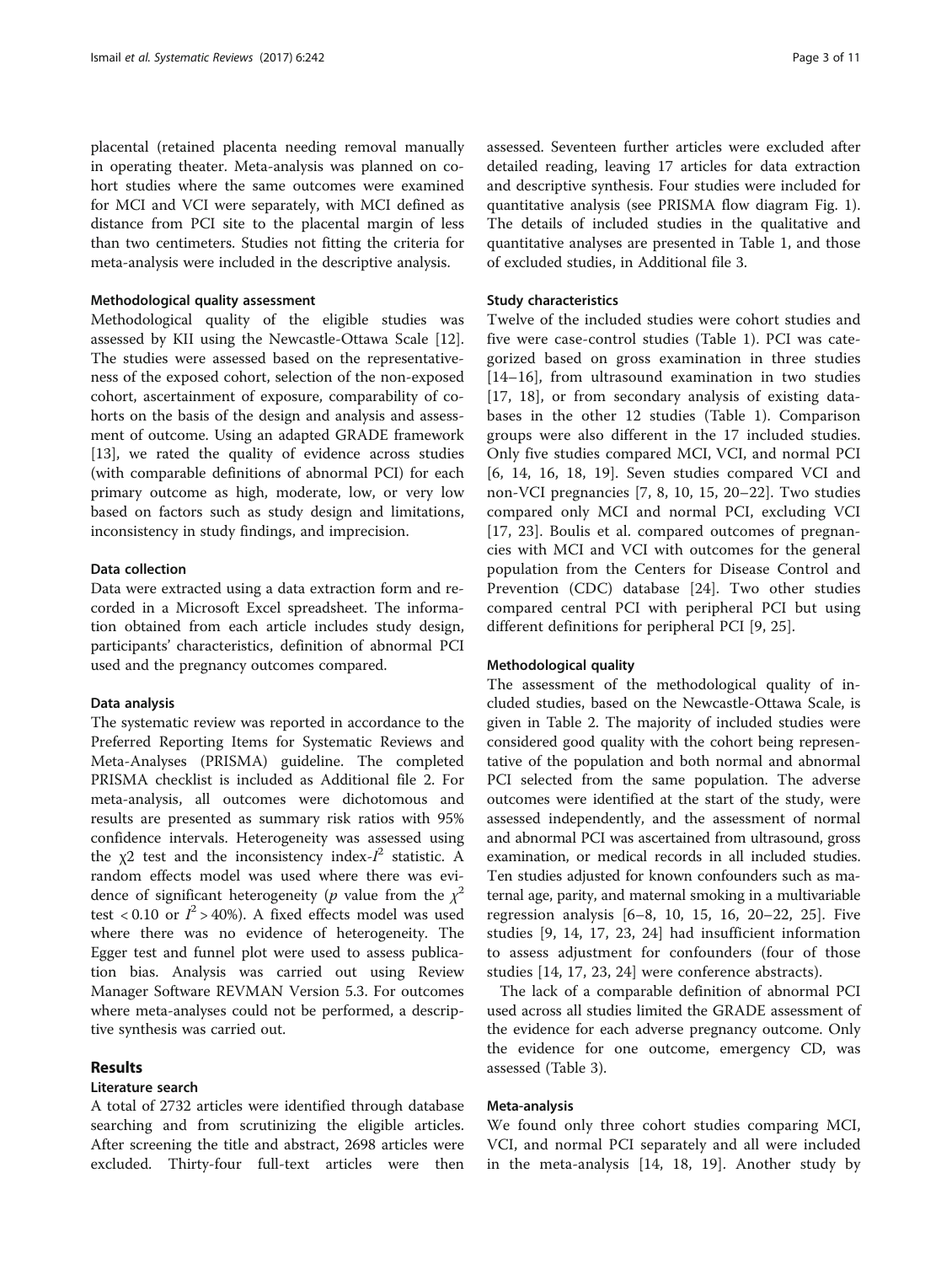placental (retained placenta needing removal manually in operating theater. Meta-analysis was planned on cohort studies where the same outcomes were examined for MCI and VCI were separately, with MCI defined as distance from PCI site to the placental margin of less than two centimeters. Studies not fitting the criteria for meta-analysis were included in the descriptive analysis.

#### Methodological quality assessment

Methodological quality of the eligible studies was assessed by KII using the Newcastle-Ottawa Scale [12]. The studies were assessed based on the representativeness of the exposed cohort, selection of the non-exposed cohort, ascertainment of exposure, comparability of cohorts on the basis of the design and analysis and assessment of outcome. Using an adapted GRADE framework [13], we rated the quality of evidence across studies (with comparable definitions of abnormal PCI) for each primary outcome as high, moderate, low, or very low based on factors such as study design and limitations, inconsistency in study findings, and imprecision.

#### Data collection

Data were extracted using a data extraction form and recorded in a Microsoft Excel spreadsheet. The information obtained from each article includes study design, participants' characteristics, definition of abnormal PCI used and the pregnancy outcomes compared.

#### Data analysis

The systematic review was reported in accordance to the Preferred Reporting Items for Systematic Reviews and Meta-Analyses (PRISMA) guideline. The completed PRISMA checklist is included as Additional file 2. For meta-analysis, all outcomes were dichotomous and results are presented as summary risk ratios with 95% confidence intervals. Heterogeneity was assessed using the $\chi 2$ test and the inconsistency index-$I^2$ statistic. A random effects model was used where there was evidence of significant heterogeneity ($p$ value from the $\chi^2$ test $< 0.10$ or $I^2 > 40\%$). A fixed effects model was used where there was no evidence of heterogeneity. The Egger test and funnel plot were used to assess publication bias. Analysis was carried out using Review Manager Software REVMAN Version 5.3. For outcomes where meta-analyses could not be performed, a descriptive synthesis was carried out.

## Results

### Literature search

A total of 2732 articles were identified through database searching and from scrutinizing the eligible articles. After screening the title and abstract, 2698 articles were excluded. Thirty-four full-text articles were then assessed. Seventeen further articles were excluded after detailed reading, leaving 17 articles for data extraction and descriptive synthesis. Four studies were included for quantitative analysis (see PRISMA flow diagram Fig. 1). The details of included studies in the qualitative and quantitative analyses are presented in Table 1, and those of excluded studies, in Additional file 3.

#### Study characteristics

Twelve of the included studies were cohort studies and five were case-control studies (Table 1). PCI was categorized based on gross examination in three studies [14–16], from ultrasound examination in two studies [17, 18], or from secondary analysis of existing databases in the other 12 studies (Table 1). Comparison groups were also different in the 17 included studies. Only five studies compared MCI, VCI, and normal PCI [6, 14, 16, 18, 19]. Seven studies compared VCI and non-VCI pregnancies [7, 8, 10, 15, 20–22]. Two studies compared only MCI and normal PCI, excluding VCI [17, 23]. Boulis et al. compared outcomes of pregnancies with MCI and VCI with outcomes for the general population from the Centers for Disease Control and Prevention (CDC) database [24]. Two other studies compared central PCI with peripheral PCI but using different definitions for peripheral PCI [9, 25].

#### Methodological quality

The assessment of the methodological quality of included studies, based on the Newcastle-Ottawa Scale, is given in Table 2. The majority of included studies were considered good quality with the cohort being representative of the population and both normal and abnormal PCI selected from the same population. The adverse outcomes were identified at the start of the study, were assessed independently, and the assessment of normal and abnormal PCI was ascertained from ultrasound, gross examination, or medical records in all included studies. Ten studies adjusted for known confounders such as maternal age, parity, and maternal smoking in a multivariable regression analysis [6–8, 10, 15, 16, 20–22, 25]. Five studies [9, 14, 17, 23, 24] had insufficient information to assess adjustment for confounders (four of those studies [14, 17, 23, 24] were conference abstracts).

The lack of a comparable definition of abnormal PCI used across all studies limited the GRADE assessment of the evidence for each adverse pregnancy outcome. Only the evidence for one outcome, emergency CD, was assessed (Table 3).

#### Meta-analysis

We found only three cohort studies comparing MCI, VCI, and normal PCI separately and all were included in the meta-analysis [14, 18, 19]. Another study by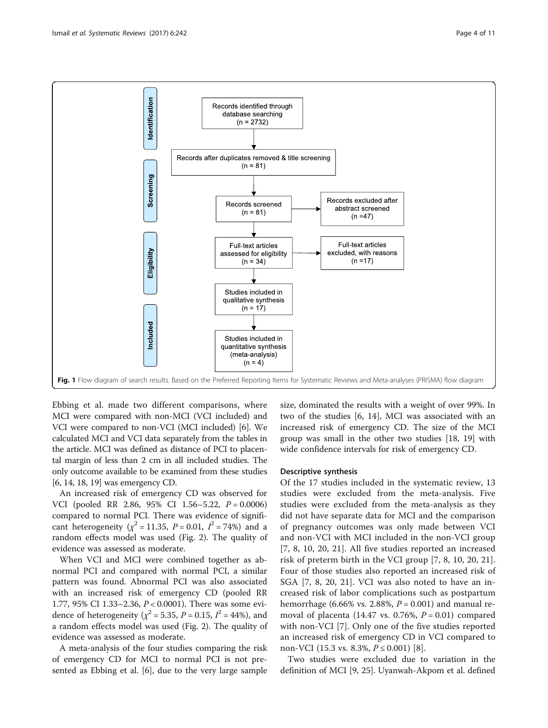Identification

Records identified through database searching (n = 2732)

Records after duplicates removed & title screening (n = 81)

Screening

Records screened (n = 81)

Records excluded after abstract screened (n =47)

Eligibility

Full-text articles assessed for eligibility (n = 34)

Full-text articles excluded, with reasons (n =17)

Studies included in qualitative synthesis (n = 17)

Included

Studies included in quantitative synthesis (meta-analysis) (n = 4)

**Fig. 1** Flow diagram of search results. Based on the Preferred Reporting Items for Systematic Reviews and Meta-analyses (PRISMA) flow diagram

Ebbing et al. made two different comparisons, where MCI were compared with non-MCI (VCI included) and VCI were compared to non-VCI (MCI included) [6]. We calculated MCI and VCI data separately from the tables in the article. MCI was defined as distance of PCI to placental margin of less than 2 cm in all included studies. The only outcome available to be examined from these studies [6, 14, 18, 19] was emergency CD.

An increased risk of emergency CD was observed for VCI (pooled RR 2.86, 95% CI 1.56–5.22, $P = 0.0006$) compared to normal PCI. There was evidence of significant heterogeneity ($\chi^2 = 11.35$, $P = 0.01$, $I^2 = 74\%$) and a random effects model was used (Fig. 2). The quality of evidence was assessed as moderate.

When VCI and MCI were combined together as abnormal PCI and compared with normal PCI, a similar pattern was found. Abnormal PCI was also associated with an increased risk of emergency CD (pooled RR 1.77, 95% CI 1.33–2.36, $P < 0.0001$). There was some evidence of heterogeneity ($\chi^2 = 5.35$, $P = 0.15$, $I^2 = 44\%$), and a random effects model was used (Fig. 2). The quality of evidence was assessed as moderate.

A meta-analysis of the four studies comparing the risk of emergency CD for MCI to normal PCI is not presented as Ebbing et al. [6], due to the very large sample size, dominated the results with a weight of over 99%. In two of the studies [6, 14], MCI was associated with an increased risk of emergency CD. The size of the MCI group was small in the other two studies [18, 19] with wide confidence intervals for risk of emergency CD.

### Descriptive synthesis

Of the 17 studies included in the systematic review, 13 studies were excluded from the meta-analysis. Five studies were excluded from the meta-analysis as they did not have separate data for MCI and the comparison of pregnancy outcomes was only made between VCI and non-VCI with MCI included in the non-VCI group [7, 8, 10, 20, 21]. All five studies reported an increased risk of preterm birth in the VCI group [7, 8, 10, 20, 21]. Four of those studies also reported an increased risk of SGA [7, 8, 20, 21]. VCI was also noted to have an increased risk of labor complications such as postpartum hemorrhage (6.66% vs. 2.88%, $P = 0.001$) and manual removal of placenta (14.47 vs. 0.76%, $P = 0.01$) compared with non-VCI [7]. Only one of the five studies reported an increased risk of emergency CD in VCI compared to non-VCI (15.3 vs. 8.3%, $P \leq 0.001$) [8].

Two studies were excluded due to variation in the definition of MCI [9, 25]. Uyanwah-Akpom et al. defined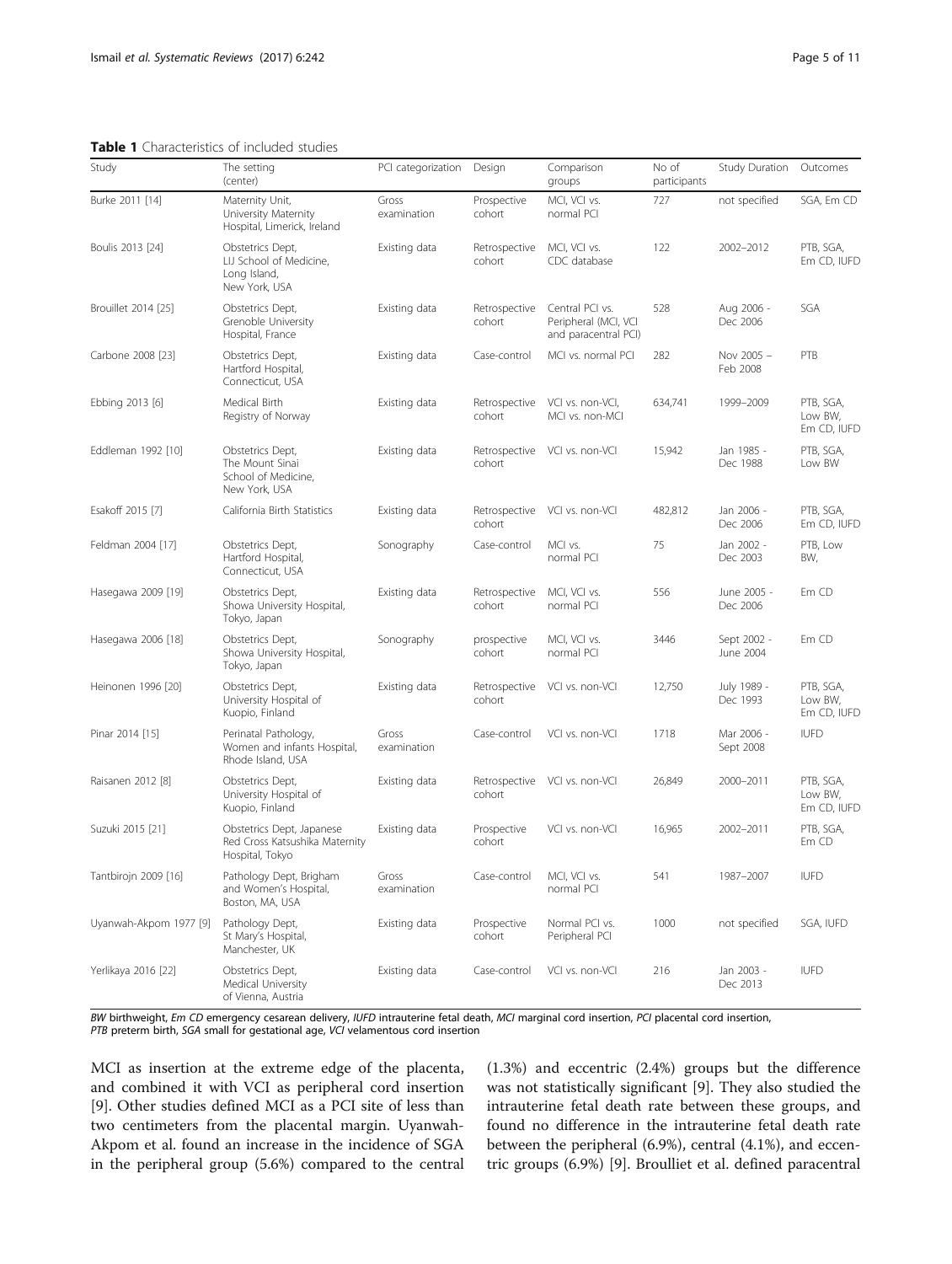**Table 1** Characteristics of included studies

| Study | The setting (center) | PCI categorization | Design | Comparison groups | No of participants | Study Duration | Outcomes |
|---|---|---|---|---|---|---|---|
| Burke 2011 [14] | Maternity Unit, University Maternity Hospital, Limerick, Ireland | Gross examination | Prospective cohort | MCI, VCI vs. normal PCI | 727 | not specified | SGA, Em CD |
| Boulis 2013 [24] | Obstetrics Dept, LIJ School of Medicine, Long Island, New York, USA | Existing data | Retrospective cohort | MCI, VCI vs. CDC database | 122 | 2002–2012 | PTB, SGA, Em CD, IUFD |
| Brouillet 2014 [25] | Obstetrics Dept, Grenoble University Hospital, France | Existing data | Retrospective cohort | Central PCI vs. Peripheral (MCI, VCI and paracentral PCI) | 528 | Aug 2006 - Dec 2006 | SGA |
| Carbone 2008 [23] | Obstetrics Dept, Hartford Hospital, Connecticut, USA | Existing data | Case-control | MCI vs. normal PCI | 282 | Nov 2005 – Feb 2008 | PTB |
| Ebbing 2013 [6] | Medical Birth Registry of Norway | Existing data | Retrospective cohort | VCI vs. non-VCI, MCI vs. non-MCI | 634,741 | 1999–2009 | PTB, SGA, Low BW, Em CD, IUFD |
| Eddleman 1992 [10] | Obstetrics Dept, The Mount Sinai School of Medicine, New York, USA | Existing data | Retrospective cohort | VCI vs. non-VCI | 15,942 | Jan 1985 - Dec 1988 | PTB, SGA, Low BW |
| Esakoff 2015 [7] | California Birth Statistics | Existing data | Retrospective cohort | VCI vs. non-VCI | 482,812 | Jan 2006 - Dec 2006 | PTB, SGA, Em CD, IUFD |
| Feldman 2004 [17] | Obstetrics Dept, Hartford Hospital, Connecticut, USA | Sonography | Case-control | MCI vs. normal PCI | 75 | Jan 2002 - Dec 2003 | PTB, Low BW, |
| Hasegawa 2009 [19] | Obstetrics Dept, Showa University Hospital, Tokyo, Japan | Existing data | Retrospective cohort | MCI, VCI vs. normal PCI | 556 | June 2005 - Dec 2006 | Em CD |
| Hasegawa 2006 [18] | Obstetrics Dept, Showa University Hospital, Tokyo, Japan | Sonography | prospective cohort | MCI, VCI vs. normal PCI | 3446 | Sept 2002 - June 2004 | Em CD |
| Heinonen 1996 [20] | Obstetrics Dept, University Hospital of Kuopio, Finland | Existing data | Retrospective cohort | VCI vs. non-VCI | 12,750 | July 1989 - Dec 1993 | PTB, SGA, Low BW, Em CD, IUFD |
| Pinar 2014 [15] | Perinatal Pathology, Women and infants Hospital, Rhode Island, USA | Gross examination | Case-control | VCI vs. non-VCI | 1718 | Mar 2006 - Sept 2008 | IUFD |
| Raisanen 2012 [8] | Obstetrics Dept, University Hospital of Kuopio, Finland | Existing data | Retrospective cohort | VCI vs. non-VCI | 26,849 | 2000–2011 | PTB, SGA, Low BW, Em CD, IUFD |
| Suzuki 2015 [21] | Obstetrics Dept, Japanese Red Cross Katsushika Maternity Hospital, Tokyo | Existing data | Prospective cohort | VCI vs. non-VCI | 16,965 | 2002–2011 | PTB, SGA, Em CD |
| Tantbirojn 2009 [16] | Pathology Dept, Brigham and Women's Hospital, Boston, MA, USA | Gross examination | Case-control | MCI, VCI vs. normal PCI | 541 | 1987–2007 | IUFD |
| Uyanwah-Akpom 1977 [9] | Pathology Dept, St Mary's Hospital, Manchester, UK | Existing data | Prospective cohort | Normal PCI vs. Peripheral PCI | 1000 | not specified | SGA, IUFD |
| Yerlikaya 2016 [22] | Obstetrics Dept, Medical University of Vienna, Austria | Existing data | Case-control | VCI vs. non-VCI | 216 | Jan 2003 - Dec 2013 | IUFD |

*BW* birthweight, *Em CD* emergency cesarean delivery, *IUFD* intrauterine fetal death, *MCI* marginal cord insertion, *PCI* placental cord insertion, *PTB* preterm birth, *SGA* small for gestational age, *VCI* velamentous cord insertion

MCI as insertion at the extreme edge of the placenta, and combined it with VCI as peripheral cord insertion [9]. Other studies defined MCI as a PCI site of less than two centimeters from the placental margin. Uyanwah-Akpom et al. found an increase in the incidence of SGA in the peripheral group (5.6%) compared to the central (1.3%) and eccentric (2.4%) groups but the difference was not statistically significant [9]. They also studied the intrauterine fetal death rate between these groups, and found no difference in the intrauterine fetal death rate between the peripheral (6.9%), central (4.1%), and eccentric groups (6.9%) [9]. Broulliet et al. defined paracentral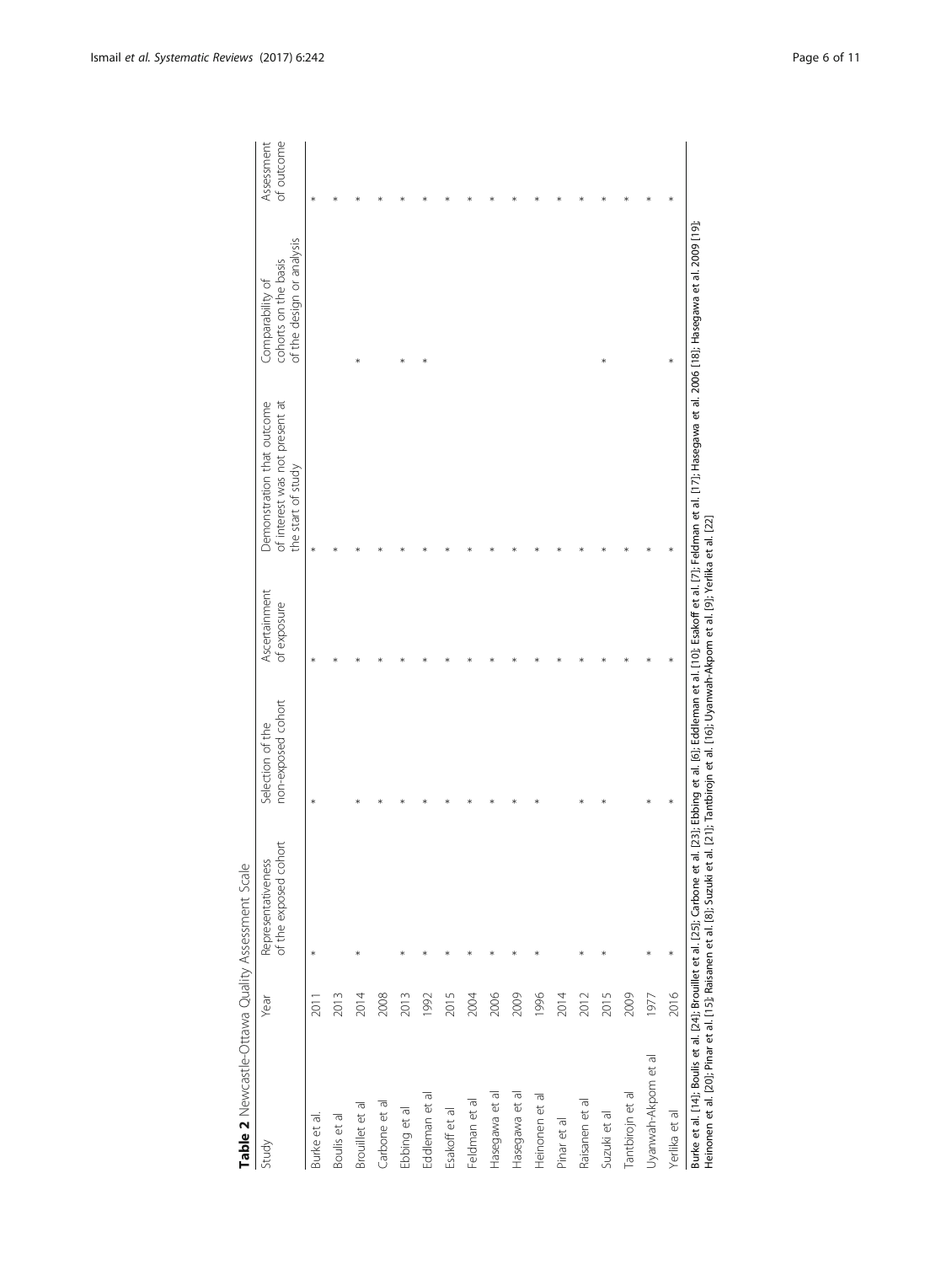**Table 2** Newcastle-Ottawa Quality Assessment Scale

| Study | Year | Representativeness of the exposed cohort | Selection of the non-exposed cohort | Ascertainment of exposure | Demonstration that outcome of interest was not present at the start of study | Comparability of cohorts on the basis of the design or analysis | Assessment of outcome |
|---|---|---|---|---|---|---|---|
| Burke et al. | 2011 | * | * | * | * | | * |
| Boulis et al | 2013 | | | * | * | | * |
| Brouillet et al | 2014 | * | * | * | * | * | * |
| Carbone et al | 2008 | | * | * | * | | * |
| Ebbing et al | 2013 | * | * | * | * | * | * |
| Eddleman et al | 1992 | * | * | * | * | * | * |
| Esakoff et al | 2015 | * | * | * | * | | * |
| Feldman et al | 2004 | * | * | * | * | | * |
| Hasegawa et al | 2006 | * | * | * | * | | * |
| Hasegawa et al | 2009 | * | * | * | * | | * |
| Heinonen et al | 1996 | * | * | * | * | | * |
| Pinar et al | 2014 | | | * | * | | * |
| Raisanen et al | 2012 | * | * | * | * | | * |
| Suzuki et al | 2015 | * | * | * | * | * | * |
| Tantbirojn et al | 2009 | | | * | * | | * |
| Uyanwah-Akpom et al | 1977 | * | * | * | * | | * |
| Yerlika et al | 2016 | * | * | * | * | * | * |

Burke et al. [14]; Boulis et al. [24]; Brouillet et al. [25]; Carbone et al. [23]; Ebbing et al. [6]; Eddleman et al. [10]; Esakoff et al. [7]; Feldman et al. [17]; Hasegawa et al. 2006 [18]; Hasegawa et al. 2009 [19]; Heinonen et al. [20]; Pinar et al. [15]; Raisanen et al. [8]; Suzuki et al. [21]; Tantbirojn et al. [16]; Uyanwah-Akpom et al. [9]; Yerlika et al. [22]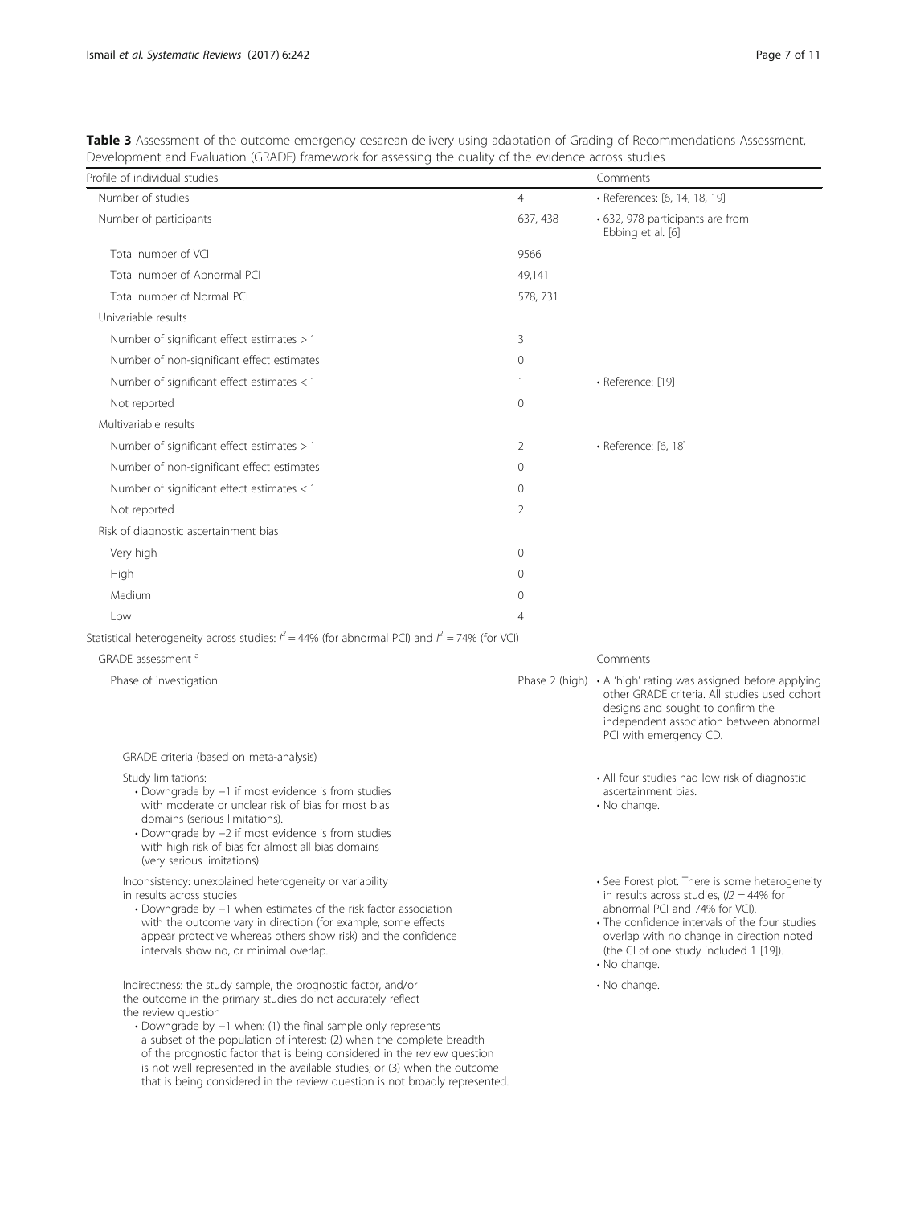**Table 3** Assessment of the outcome emergency cesarean delivery using adaptation of Grading of Recommendations Assessment, Development and Evaluation (GRADE) framework for assessing the quality of the evidence across studies

| Profile of individual studies | | Comments |
|---|---|---|
| Number of studies | 4 | • References: [6, 14, 18, 19] |
| Number of participants | 637, 438 | • 632, 978 participants are from Ebbing et al. [6] |
| Total number of VCI | 9566 | |
| Total number of Abnormal PCI | 49,141 | |
| Total number of Normal PCI | 578, 731 | |
| Univariable results | | |
| Number of significant effect estimates > 1 | 3 | |
| Number of non-significant effect estimates | 0 | |
| Number of significant effect estimates < 1 | 1 | • Reference: [19] |
| Not reported | 0 | |
| Multivariable results | | |
| Number of significant effect estimates > 1 | 2 | • Reference: [6, 18] |
| Number of non-significant effect estimates | 0 | |
| Number of significant effect estimates < 1 | 0 | |
| Not reported | 2 | |
| Risk of diagnostic ascertainment bias | | |
| Very high | 0 | |
| High | 0 | |
| Medium | 0 | |
| Low | 4 | |
| Statistical heterogeneity across studies: $I^2 = 44\%$ (for abnormal PCI) and $I^2 = 74\%$ (for VCI) | | |
| GRADE assessment [a] | | Comments |
| Phase of investigation | Phase 2 (high) | • A 'high' rating was assigned before applying other GRADE criteria. All studies used cohort designs and sought to confirm the independent association between abnormal PCI with emergency CD. |
| GRADE criteria (based on meta-analysis) | | |
| Study limitations:<br>• Downgrade by −1 if most evidence is from studies with moderate or unclear risk of bias for most bias domains (serious limitations).<br>• Downgrade by −2 if most evidence is from studies with high risk of bias for almost all bias domains (very serious limitations). | | • All four studies had low risk of diagnostic ascertainment bias.<br>• No change. |
| Inconsistency: unexplained heterogeneity or variability in results across studies<br>• Downgrade by −1 when estimates of the risk factor association with the outcome vary in direction (for example, some effects appear protective whereas others show risk) and the confidence intervals show no, or minimal overlap. | | • See Forest plot. There is some heterogeneity in results across studies, ($I2 = 44\%$ for abnormal PCI and 74% for VCI).<br>• The confidence intervals of the four studies overlap with no change in direction noted (the CI of one study included 1 [19]).<br>• No change. |
| Indirectness: the study sample, the prognostic factor, and/or the outcome in the primary studies do not accurately reflect the review question<br>• Downgrade by −1 when: (1) the final sample only represents a subset of the population of interest; (2) when the complete breadth of the prognostic factor that is being considered in the review question is not well represented in the available studies; or (3) when the outcome that is being considered in the review question is not broadly represented. | | • No change. |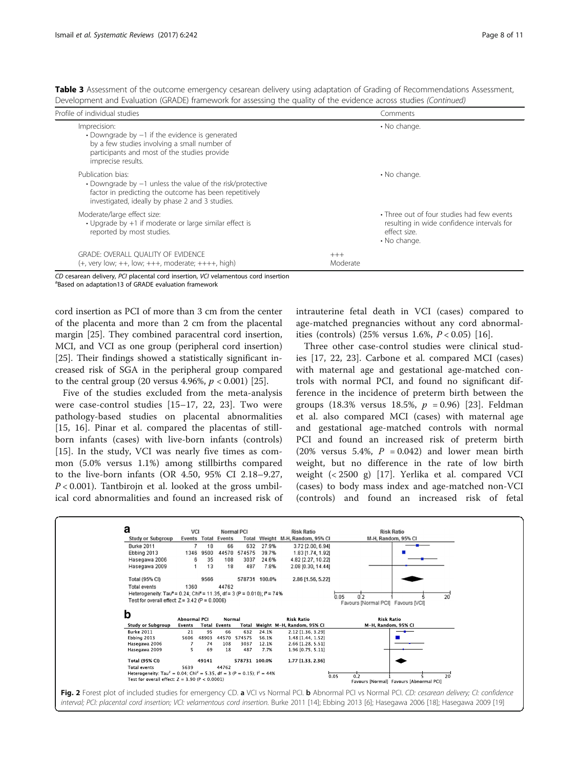**Table 3** Assessment of the outcome emergency cesarean delivery using adaptation of Grading of Recommendations Assessment, Development and Evaluation (GRADE) framework for assessing the quality of the evidence across studies *(Continued)*

| Profile of individual studies | | Comments |
|---|---|---|
| Imprecision:<br>• Downgrade by −1 if the evidence is generated by a few studies involving a small number of participants and most of the studies provide imprecise results. | | • No change. |
| Publication bias:<br>• Downgrade by −1 unless the value of the risk/protective factor in predicting the outcome has been repetitively investigated, ideally by phase 2 and 3 studies. | | • No change. |
| Moderate/large effect size:<br>• Upgrade by +1 if moderate or large similar effect is reported by most studies. | | • Three out of four studies had few events resulting in wide confidence intervals for effect size.<br>• No change. |
| GRADE: OVERALL QUALITY OF EVIDENCE<br>(+, very low; ++, low; +++, moderate; ++++, high) | +++<br>Moderate | |

*CD* cesarean delivery, *PCI* placental cord insertion, *VCI* velamentous cord insertion
[a]Based on adaptation13 of GRADE evaluation framework

cord insertion as PCI of more than 3 cm from the center of the placenta and more than 2 cm from the placental margin [25]. They combined paracentral cord insertion, MCI, and VCI as one group (peripheral cord insertion) [25]. Their findings showed a statistically significant increased risk of SGA in the peripheral group compared to the central group (20 versus 4.96%, $p < 0.001$) [25].

Five of the studies excluded from the meta-analysis were case-control studies [15–17, 22, 23]. Two were pathology-based studies on placental abnormalities [15, 16]. Pinar et al. compared the placentas of stillborn infants (cases) with live-born infants (controls) [15]. In the study, VCI was nearly five times as common (5.0% versus 1.1%) among stillbirths compared to the live-born infants (OR 4.50, 95% CI 2.18–9.27, $P < 0.001$). Tantbirojn et al. looked at the gross umbilical cord abnormalities and found an increased risk of intrauterine fetal death in VCI (cases) compared to age-matched pregnancies without any cord abnormalities (controls) (25% versus 1.6%, $P < 0.05$) [16].

Three other case-control studies were clinical studies [17, 22, 23]. Carbone et al. compared MCI (cases) with maternal age and gestational age-matched controls with normal PCI, and found no significant difference in the incidence of preterm birth between the groups (18.3% versus 18.5%, $p = 0.96$) [23]. Feldman et al. also compared MCI (cases) with maternal age and gestational age-matched controls with normal PCI and found an increased risk of preterm birth (20% versus 5.4%, $P = 0.042$) and lower mean birth weight, but no difference in the rate of low birth weight (< 2500 g) [17]. Yerlika et al. compared VCI (cases) to body mass index and age-matched non-VCI (controls) and found an increased risk of fetal

**a**

| Study or Subgroup | VCI Events | VCI Total | Normal PCI Events | Normal PCI Total | Weight | Risk Ratio M-H, Random, 95% CI |
|---|---|---|---|---|---|---|
| Burke 2011 | 7 | 18 | 66 | 632 | 27.9% | 3.72 [2.00, 6.94] |
| Ebbing 2013 | 1346 | 9500 | 44570 | 574575 | 39.7% | 1.83 [1.74, 1.92] |
| Hasegawa 2006 | 6 | 35 | 108 | 3037 | 24.6% | 4.82 [2.27, 10.22] |
| Hasegawa 2009 | 1 | 13 | 18 | 487 | 7.8% | 2.08 [0.30, 14.44] |
| Total (95% CI) | | 9566 | | 578731 | 100.0% | 2.86 [1.56, 5.22] |
| Total events | 1360 | | 44762 | | | |

Heterogeneity: $Tau^2 = 0.24$; $Chi^2 = 11.35$, df = 3 ($P = 0.010$); $I^2 = 74\%$
Test for overall effect: $Z = 3.42$ ($P = 0.0006$)
Favours [Normal PCI] Favours [VCI]

**b**

| Study or Subgroup | Abnormal PCI Events | Abnormal PCI Total | Normal Events | Normal Total | Weight | Risk Ratio M-H, Random, 95% CI |
|---|---|---|---|---|---|---|
| Burke 2011 | 21 | 95 | 66 | 632 | 24.1% | 2.12 [1.36, 3.29] |
| Ebbing 2013 | 5606 | 48903 | 44570 | 574575 | 56.1% | 1.48 [1.44, 1.52] |
| Hasegawa 2006 | 7 | 74 | 108 | 3037 | 12.1% | 2.66 [1.28, 5.51] |
| Hasegawa 2009 | 5 | 69 | 18 | 487 | 7.7% | 1.96 [0.75, 5.11] |
| Total (95% CI) | | 49141 | | 578731 | 100.0% | 1.77 [1.33, 2.36] |
| Total events | 5639 | | 44762 | | | |

Heterogeneity: $Tau^2 = 0.04$; $Chi^2 = 5.35$, df = 3 ($P = 0.15$); $I^2 = 44\%$
Test for overall effect: $Z = 3.90$ ($P < 0.0001$)
Favours [Normal] Favours [Abnormal PCI]

**Fig. 2** Forest plot of included studies for emergency CD. **a** VCI vs Normal PCI. **b** Abnormal PCI vs Normal PCI. *CD: cesarean delivery; CI: confidence interval; PCI: placental cord insertion; VCI: velamentous cord insertion.* Burke 2011 [14]; Ebbing 2013 [6]; Hasegawa 2006 [18]; Hasegawa 2009 [19]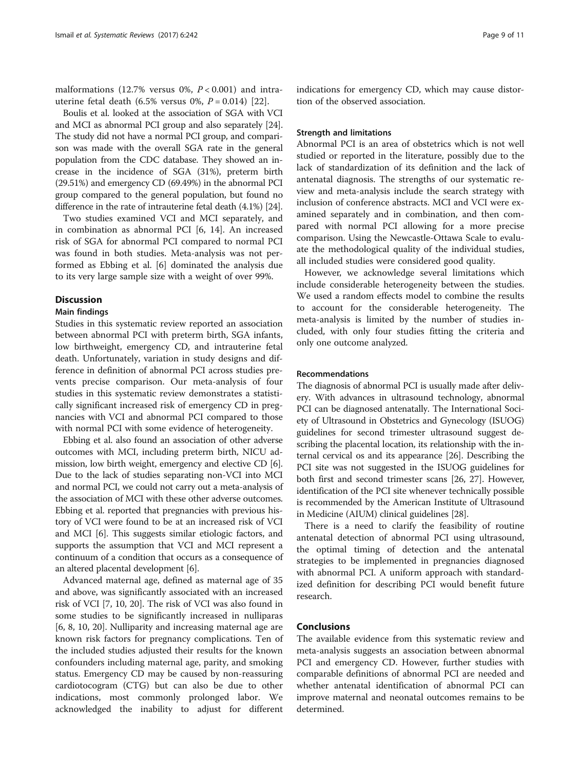malformations (12.7% versus 0%, $P < 0.001$) and intrauterine fetal death (6.5% versus 0%, $P = 0.014$) [22].

Boulis et al. looked at the association of SGA with VCI and MCI as abnormal PCI group and also separately [24]. The study did not have a normal PCI group, and comparison was made with the overall SGA rate in the general population from the CDC database. They showed an increase in the incidence of SGA (31%), preterm birth (29.51%) and emergency CD (69.49%) in the abnormal PCI group compared to the general population, but found no difference in the rate of intrauterine fetal death (4.1%) [24].

Two studies examined VCI and MCI separately, and in combination as abnormal PCI [6, 14]. An increased risk of SGA for abnormal PCI compared to normal PCI was found in both studies. Meta-analysis was not performed as Ebbing et al. [6] dominated the analysis due to its very large sample size with a weight of over 99%.

## Discussion

### Main findings

Studies in this systematic review reported an association between abnormal PCI with preterm birth, SGA infants, low birthweight, emergency CD, and intrauterine fetal death. Unfortunately, variation in study designs and difference in definition of abnormal PCI across studies prevents precise comparison. Our meta-analysis of four studies in this systematic review demonstrates a statistically significant increased risk of emergency CD in pregnancies with VCI and abnormal PCI compared to those with normal PCI with some evidence of heterogeneity.

Ebbing et al. also found an association of other adverse outcomes with MCI, including preterm birth, NICU admission, low birth weight, emergency and elective CD [6]. Due to the lack of studies separating non-VCI into MCI and normal PCI, we could not carry out a meta-analysis of the association of MCI with these other adverse outcomes. Ebbing et al. reported that pregnancies with previous history of VCI were found to be at an increased risk of VCI and MCI [6]. This suggests similar etiologic factors, and supports the assumption that VCI and MCI represent a continuum of a condition that occurs as a consequence of an altered placental development [6].

Advanced maternal age, defined as maternal age of 35 and above, was significantly associated with an increased risk of VCI [7, 10, 20]. The risk of VCI was also found in some studies to be significantly increased in nulliparas [6, 8, 10, 20]. Nulliparity and increasing maternal age are known risk factors for pregnancy complications. Ten of the included studies adjusted their results for the known confounders including maternal age, parity, and smoking status. Emergency CD may be caused by non-reassuring cardiotocogram (CTG) but can also be due to other indications, most commonly prolonged labor. We acknowledged the inability to adjust for different indications for emergency CD, which may cause distortion of the observed association.

### Strength and limitations

Abnormal PCI is an area of obstetrics which is not well studied or reported in the literature, possibly due to the lack of standardization of its definition and the lack of antenatal diagnosis. The strengths of our systematic review and meta-analysis include the search strategy with inclusion of conference abstracts. MCI and VCI were examined separately and in combination, and then compared with normal PCI allowing for a more precise comparison. Using the Newcastle-Ottawa Scale to evaluate the methodological quality of the individual studies, all included studies were considered good quality.

However, we acknowledge several limitations which include considerable heterogeneity between the studies. We used a random effects model to combine the results to account for the considerable heterogeneity. The meta-analysis is limited by the number of studies included, with only four studies fitting the criteria and only one outcome analyzed.

### Recommendations

The diagnosis of abnormal PCI is usually made after delivery. With advances in ultrasound technology, abnormal PCI can be diagnosed antenatally. The International Society of Ultrasound in Obstetrics and Gynecology (ISUOG) guidelines for second trimester ultrasound suggest describing the placental location, its relationship with the internal cervical os and its appearance [26]. Describing the PCI site was not suggested in the ISUOG guidelines for both first and second trimester scans [26, 27]. However, identification of the PCI site whenever technically possible is recommended by the American Institute of Ultrasound in Medicine (AIUM) clinical guidelines [28].

There is a need to clarify the feasibility of routine antenatal detection of abnormal PCI using ultrasound, the optimal timing of detection and the antenatal strategies to be implemented in pregnancies diagnosed with abnormal PCI. A uniform approach with standardized definition for describing PCI would benefit future research.

## Conclusions

The available evidence from this systematic review and meta-analysis suggests an association between abnormal PCI and emergency CD. However, further studies with comparable definitions of abnormal PCI are needed and whether antenatal identification of abnormal PCI can improve maternal and neonatal outcomes remains to be determined.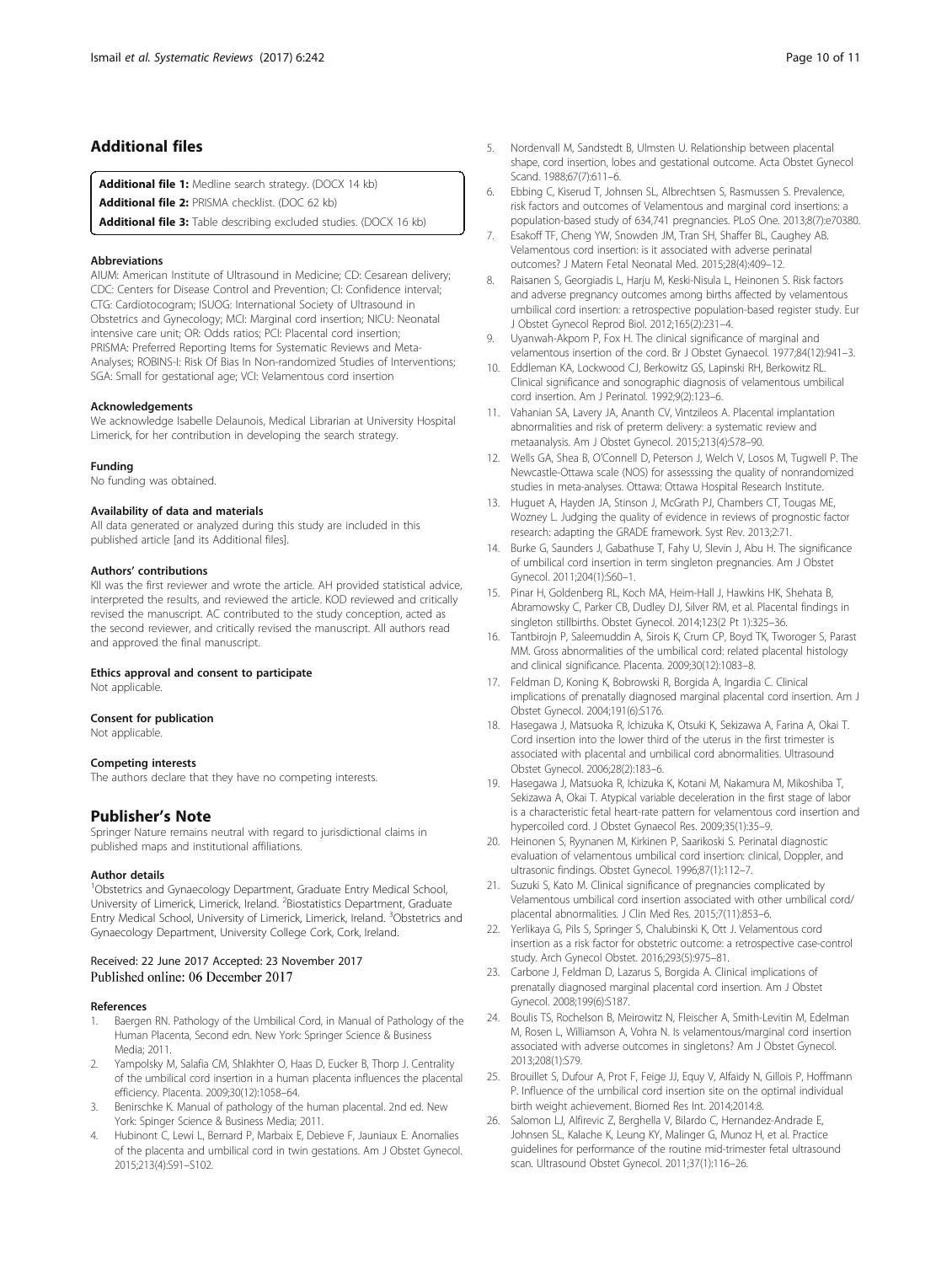## Additional files

**Additional file 1:** Medline search strategy. (DOCX 14 kb)

**Additional file 2:** PRISMA checklist. (DOC 62 kb)

**Additional file 3:** Table describing excluded studies. (DOCX 16 kb)

#### Abbreviations

AIUM: American Institute of Ultrasound in Medicine; CD: Cesarean delivery; CDC: Centers for Disease Control and Prevention; CI: Confidence interval; CTG: Cardiotocogram; ISUOG: International Society of Ultrasound in Obstetrics and Gynecology; MCI: Marginal cord insertion; NICU: Neonatal intensive care unit; OR: Odds ratios; PCI: Placental cord insertion; PRISMA: Preferred Reporting Items for Systematic Reviews and Meta-Analyses; ROBINS-I: Risk Of Bias In Non-randomized Studies of Interventions; SGA: Small for gestational age; VCI: Velamentous cord insertion

#### Acknowledgements

We acknowledge Isabelle Delaunois, Medical Librarian at University Hospital Limerick, for her contribution in developing the search strategy.

#### Funding

No funding was obtained.

#### Availability of data and materials

All data generated or analyzed during this study are included in this published article [and its Additional files].

#### Authors' contributions

KII was the first reviewer and wrote the article. AH provided statistical advice, interpreted the results, and reviewed the article. KOD reviewed and critically revised the manuscript. AC contributed to the study conception, acted as the second reviewer, and critically revised the manuscript. All authors read and approved the final manuscript.

#### Ethics approval and consent to participate

Not applicable.

#### Consent for publication

Not applicable.

#### Competing interests

The authors declare that they have no competing interests.

## Publisher's Note

Springer Nature remains neutral with regard to jurisdictional claims in published maps and institutional affiliations.

#### Author details

[1]Obstetrics and Gynaecology Department, Graduate Entry Medical School, University of Limerick, Limerick, Ireland. [2]Biostatistics Department, Graduate Entry Medical School, University of Limerick, Limerick, Ireland. [3]Obstetrics and Gynaecology Department, University College Cork, Cork, Ireland.

Received: 22 June 2017 Accepted: 23 November 2017
Published online: 06 December 2017

#### References

1. Baergen RN. Pathology of the Umbilical Cord, in Manual of Pathology of the Human Placenta, Second edn. New York: Springer Science & Business Media; 2011.
2. Yampolsky M, Salafia CM, Shlakhter O, Haas D, Eucker B, Thorp J. Centrality of the umbilical cord insertion in a human placenta influences the placental efficiency. Placenta. 2009;30(12):1058–64.
3. Benirschke K. Manual of pathology of the human placental. 2nd ed. New York: Spinger Science & Business Media; 2011.
4. Hubinont C, Lewi L, Bernard P, Marbaix E, Debieve F, Jauniaux E. Anomalies of the placenta and umbilical cord in twin gestations. Am J Obstet Gynecol. 2015;213(4):S91–S102.
5. Nordenvall M, Sandstedt B, Ulmsten U. Relationship between placental shape, cord insertion, lobes and gestational outcome. Acta Obstet Gynecol Scand. 1988;67(7):611–6.
6. Ebbing C, Kiserud T, Johnsen SL, Albrechtsen S, Rasmussen S. Prevalence, risk factors and outcomes of Velamentous and marginal cord insertions: a population-based study of 634,741 pregnancies. PLoS One. 2013;8(7):e70380.
7. Esakoff TF, Cheng YW, Snowden JM, Tran SH, Shaffer BL, Caughey AB. Velamentous cord insertion: is it associated with adverse perinatal outcomes? J Matern Fetal Neonatal Med. 2015;28(4):409–12.
8. Raisanen S, Georgiadis L, Harju M, Keski-Nisula L, Heinonen S. Risk factors and adverse pregnancy outcomes among births affected by velamentous umbilical cord insertion: a retrospective population-based register study. Eur J Obstet Gynecol Reprod Biol. 2012;165(2):231–4.
9. Uyanwah-Akpom P, Fox H. The clinical significance of marginal and velamentous insertion of the cord. Br J Obstet Gynaecol. 1977;84(12):941–3.
10. Eddleman KA, Lockwood CJ, Berkowitz GS, Lapinski RH, Berkowitz RL. Clinical significance and sonographic diagnosis of velamentous umbilical cord insertion. Am J Perinatol. 1992;9(2):123–6.
11. Vahanian SA, Lavery JA, Ananth CV, Vintzileos A. Placental implantation abnormalities and risk of preterm delivery: a systematic review and metaanalysis. Am J Obstet Gynecol. 2015;213(4):S78–90.
12. Wells GA, Shea B, O'Connell D, Peterson J, Welch V, Losos M, Tugwell P. The Newcastle-Ottawa scale (NOS) for assesssing the quality of nonrandomized studies in meta-analyses. Ottawa: Ottawa Hospital Research Institute.
13. Huguet A, Hayden JA, Stinson J, McGrath PJ, Chambers CT, Tougas ME, Wozney L. Judging the quality of evidence in reviews of prognostic factor research: adapting the GRADE framework. Syst Rev. 2013;2:71.
14. Burke G, Saunders J, Gabathuse T, Fahy U, Slevin J, Abu H. The significance of umbilical cord insertion in term singleton pregnancies. Am J Obstet Gynecol. 2011;204(1):S60–1.
15. Pinar H, Goldenberg RL, Koch MA, Heim-Hall J, Hawkins HK, Shehata B, Abramowsky C, Parker CB, Dudley DJ, Silver RM, et al. Placental findings in singleton stillbirths. Obstet Gynecol. 2014;123(2 Pt 1):325–36.
16. Tantbirojn P, Saleemuddin A, Sirois K, Crum CP, Boyd TK, Tworoger S, Parast MM. Gross abnormalities of the umbilical cord: related placental histology and clinical significance. Placenta. 2009;30(12):1083–8.
17. Feldman D, Koning K, Bobrowski R, Borgida A, Ingardia C. Clinical implications of prenatally diagnosed marginal placental cord insertion. Am J Obstet Gynecol. 2004;191(6):S176.
18. Hasegawa J, Matsuoka R, Ichizuka K, Otsuki K, Sekizawa A, Farina A, Okai T. Cord insertion into the lower third of the uterus in the first trimester is associated with placental and umbilical cord abnormalities. Ultrasound Obstet Gynecol. 2006;28(2):183–6.
19. Hasegawa J, Matsuoka R, Ichizuka K, Kotani M, Nakamura M, Mikoshiba T, Sekizawa A, Okai T. Atypical variable deceleration in the first stage of labor is a characteristic fetal heart-rate pattern for velamentous cord insertion and hypercoiled cord. J Obstet Gynaecol Res. 2009;35(1):35–9.
20. Heinonen S, Ryynanen M, Kirkinen P, Saarikoski S. Perinatal diagnostic evaluation of velamentous umbilical cord insertion: clinical, Doppler, and ultrasonic findings. Obstet Gynecol. 1996;87(1):112–7.
21. Suzuki S, Kato M. Clinical significance of pregnancies complicated by Velamentous umbilical cord insertion associated with other umbilical cord/ placental abnormalities. J Clin Med Res. 2015;7(11):853–6.
22. Yerlikaya G, Pils S, Springer S, Chalubinski K, Ott J. Velamentous cord insertion as a risk factor for obstetric outcome: a retrospective case-control study. Arch Gynecol Obstet. 2016;293(5):975–81.
23. Carbone J, Feldman D, Lazarus S, Borgida A. Clinical implications of prenatally diagnosed marginal placental cord insertion. Am J Obstet Gynecol. 2008;199(6):S187.
24. Boulis TS, Rochelson B, Meirowitz N, Fleischer A, Smith-Levitin M, Edelman M, Rosen L, Williamson A, Vohra N. Is velamentous/marginal cord insertion associated with adverse outcomes in singletons? Am J Obstet Gynecol. 2013;208(1):S79.
25. Brouillet S, Dufour A, Prot F, Feige JJ, Equy V, Alfaidy N, Gillois P, Hoffmann P. Influence of the umbilical cord insertion site on the optimal individual birth weight achievement. Biomed Res Int. 2014;2014:8.
26. Salomon LJ, Alfirevic Z, Berghella V, Bilardo C, Hernandez-Andrade E, Johnsen SL, Kalache K, Leung KY, Malinger G, Munoz H, et al. Practice guidelines for performance of the routine mid-trimester fetal ultrasound scan. Ultrasound Obstet Gynecol. 2011;37(1):116–26.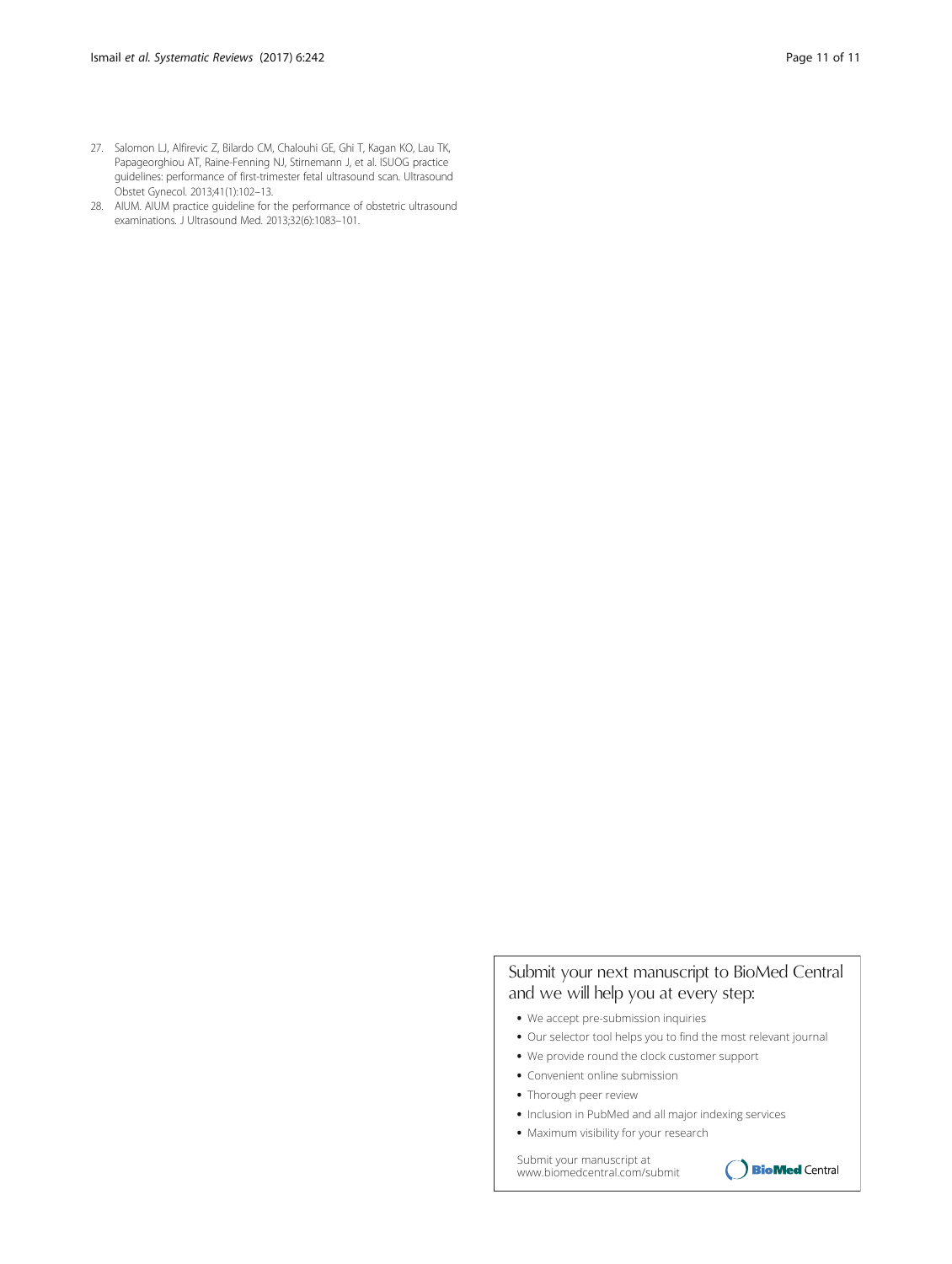27. Salomon LJ, Alfirevic Z, Bilardo CM, Chalouhi GE, Ghi T, Kagan KO, Lau TK, Papageorghiou AT, Raine-Fenning NJ, Stirnemann J, et al. ISUOG practice guidelines: performance of first-trimester fetal ultrasound scan. Ultrasound Obstet Gynecol. 2013;41(1):102–13.
28. AIUM. AIUM practice guideline for the performance of obstetric ultrasound examinations. J Ultrasound Med. 2013;32(6):1083–101.

Submit your next manuscript to BioMed Central and we will help you at every step:

- We accept pre-submission inquiries
- Our selector tool helps you to find the most relevant journal
- We provide round the clock customer support
- Convenient online submission
- Thorough peer review
- Inclusion in PubMed and all major indexing services
- Maximum visibility for your research

Submit your manuscript at www.biomedcentral.com/submit

BioMed Central